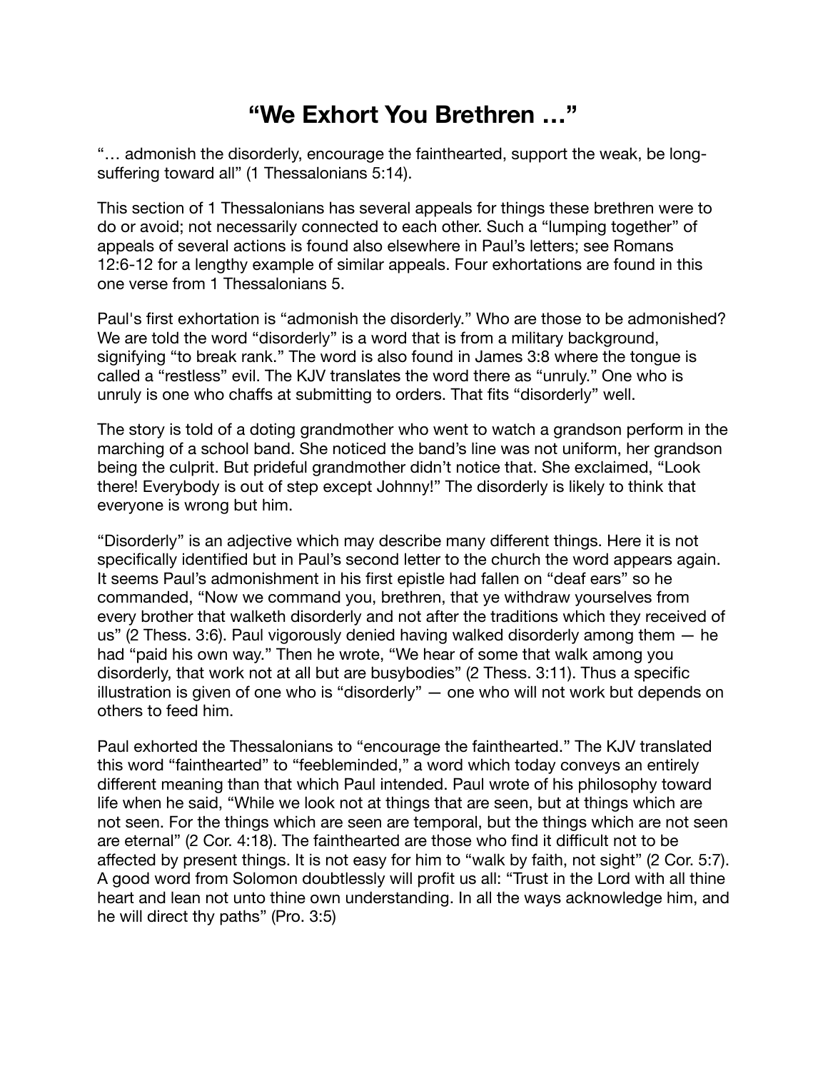# "We Exhort You Brethren …"

"… admonish the disorderly, encourage the fainthearted, support the weak, be long-suffering toward all" (1 Thessalonians 5:14).

This section of 1 Thessalonians has several appeals for things these brethren were to do or avoid; not necessarily connected to each other. Such a "lumping together" of appeals of several actions is found also elsewhere in Paul's letters; see Romans 12:6-12 for a lengthy example of similar appeals. Four exhortations are found in this one verse from 1 Thessalonians 5.

Paul's first exhortation is "admonish the disorderly." Who are those to be admonished? We are told the word "disorderly" is a word that is from a military background, signifying "to break rank." The word is also found in James 3:8 where the tongue is called a "restless" evil. The KJV translates the word there as "unruly." One who is unruly is one who chaffs at submitting to orders. That fits "disorderly" well.

The story is told of a doting grandmother who went to watch a grandson perform in the marching of a school band. She noticed the band's line was not uniform, her grandson being the culprit. But prideful grandmother didn't notice that. She exclaimed, "Look there! Everybody is out of step except Johnny!" The disorderly is likely to think that everyone is wrong but him.

"Disorderly" is an adjective which may describe many different things. Here it is not specifically identified but in Paul's second letter to the church the word appears again. It seems Paul's admonishment in his first epistle had fallen on "deaf ears" so he commanded, "Now we command you, brethren, that ye withdraw yourselves from every brother that walketh disorderly and not after the traditions which they received of us" (2 Thess. 3:6). Paul vigorously denied having walked disorderly among them — he had "paid his own way." Then he wrote, "We hear of some that walk among you disorderly, that work not at all but are busybodies" (2 Thess. 3:11). Thus a specific illustration is given of one who is "disorderly" — one who will not work but depends on others to feed him.

Paul exhorted the Thessalonians to "encourage the fainthearted." The KJV translated this word "fainthearted" to "feebleminded," a word which today conveys an entirely different meaning than that which Paul intended. Paul wrote of his philosophy toward life when he said, "While we look not at things that are seen, but at things which are not seen. For the things which are seen are temporal, but the things which are not seen are eternal" (2 Cor. 4:18). The fainthearted are those who find it difficult not to be affected by present things. It is not easy for him to "walk by faith, not sight" (2 Cor. 5:7). A good word from Solomon doubtlessly will profit us all: "Trust in the Lord with all thine heart and lean not unto thine own understanding. In all the ways acknowledge him, and he will direct thy paths" (Pro. 3:5)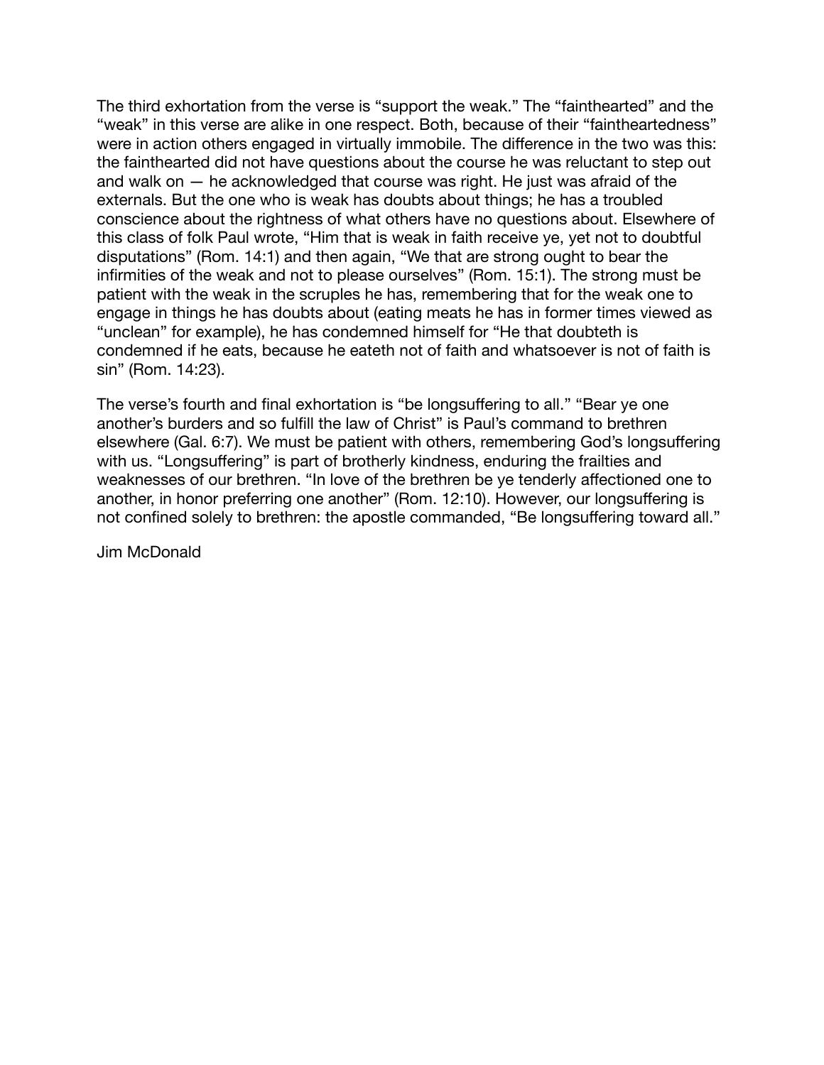The third exhortation from the verse is "support the weak." The "fainthearted" and the "weak" in this verse are alike in one respect. Both, because of their "faintheartedness" were in action others engaged in virtually immobile. The difference in the two was this: the fainthearted did not have questions about the course he was reluctant to step out and walk on — he acknowledged that course was right. He just was afraid of the externals. But the one who is weak has doubts about things; he has a troubled conscience about the rightness of what others have no questions about. Elsewhere of this class of folk Paul wrote, "Him that is weak in faith receive ye, yet not to doubtful disputations" (Rom. 14:1) and then again, "We that are strong ought to bear the infirmities of the weak and not to please ourselves" (Rom. 15:1). The strong must be patient with the weak in the scruples he has, remembering that for the weak one to engage in things he has doubts about (eating meats he has in former times viewed as "unclean" for example), he has condemned himself for "He that doubteth is condemned if he eats, because he eateth not of faith and whatsoever is not of faith is sin" (Rom. 14:23).

The verse's fourth and final exhortation is "be longsuffering to all." "Bear ye one another's burders and so fulfill the law of Christ" is Paul's command to brethren elsewhere (Gal. 6:7). We must be patient with others, remembering God's longsuffering with us. "Longsuffering" is part of brotherly kindness, enduring the frailties and weaknesses of our brethren. "In love of the brethren be ye tenderly affectioned one to another, in honor preferring one another" (Rom. 12:10). However, our longsuffering is not confined solely to brethren: the apostle commanded, "Be longsuffering toward all."

Jim McDonald